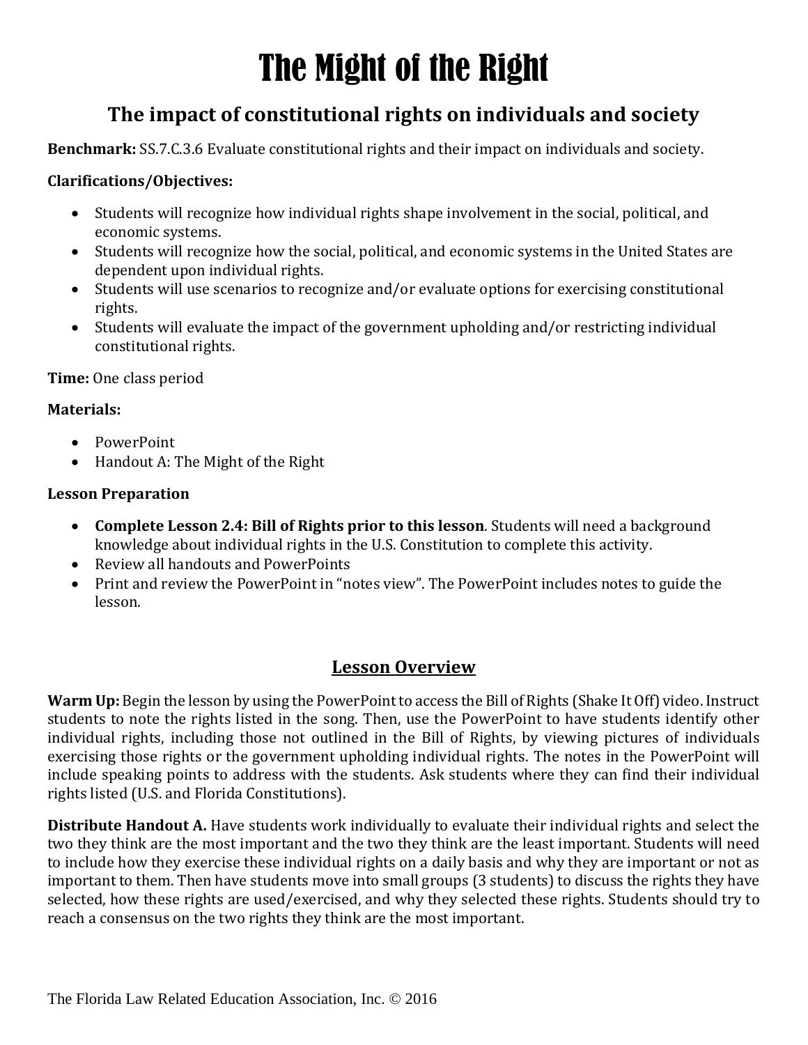# The Might of the Right

## The impact of constitutional rights on individuals and society

**Benchmark:** SS.7.C.3.6 Evaluate constitutional rights and their impact on individuals and society.

**Clarifications/Objectives:**

- Students will recognize how individual rights shape involvement in the social, political, and economic systems.
- Students will recognize how the social, political, and economic systems in the United States are dependent upon individual rights.
- Students will use scenarios to recognize and/or evaluate options for exercising constitutional rights.
- Students will evaluate the impact of the government upholding and/or restricting individual constitutional rights.

**Time:** One class period

**Materials:**

- PowerPoint
- Handout A: The Might of the Right

**Lesson Preparation**

- **Complete Lesson 2.4: Bill of Rights prior to this lesson**. Students will need a background knowledge about individual rights in the U.S. Constitution to complete this activity.
- Review all handouts and PowerPoints
- Print and review the PowerPoint in "notes view". The PowerPoint includes notes to guide the lesson.

## Lesson Overview

**Warm Up:** Begin the lesson by using the PowerPoint to access the Bill of Rights (Shake It Off) video. Instruct students to note the rights listed in the song. Then, use the PowerPoint to have students identify other individual rights, including those not outlined in the Bill of Rights, by viewing pictures of individuals exercising those rights or the government upholding individual rights. The notes in the PowerPoint will include speaking points to address with the students. Ask students where they can find their individual rights listed (U.S. and Florida Constitutions).

**Distribute Handout A.** Have students work individually to evaluate their individual rights and select the two they think are the most important and the two they think are the least important. Students will need to include how they exercise these individual rights on a daily basis and why they are important or not as important to them. Then have students move into small groups (3 students) to discuss the rights they have selected, how these rights are used/exercised, and why they selected these rights. Students should try to reach a consensus on the two rights they think are the most important.

The Florida Law Related Education Association, Inc. © 2016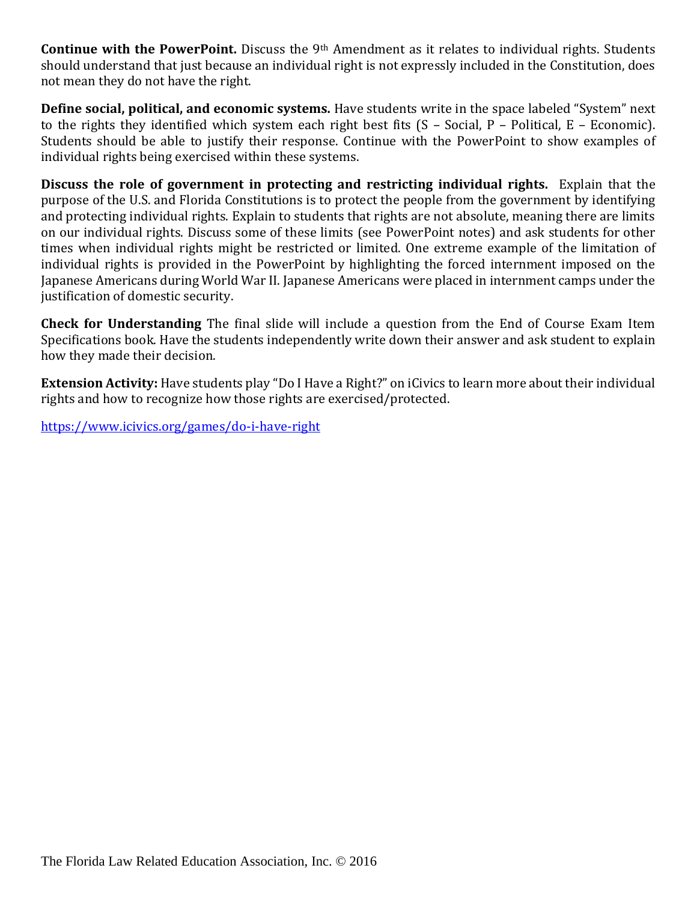**Continue with the PowerPoint.** Discuss the 9th Amendment as it relates to individual rights. Students should understand that just because an individual right is not expressly included in the Constitution, does not mean they do not have the right.

**Define social, political, and economic systems.** Have students write in the space labeled "System" next to the rights they identified which system each right best fits (S – Social, P – Political, E – Economic). Students should be able to justify their response. Continue with the PowerPoint to show examples of individual rights being exercised within these systems.

**Discuss the role of government in protecting and restricting individual rights.** Explain that the purpose of the U.S. and Florida Constitutions is to protect the people from the government by identifying and protecting individual rights. Explain to students that rights are not absolute, meaning there are limits on our individual rights. Discuss some of these limits (see PowerPoint notes) and ask students for other times when individual rights might be restricted or limited. One extreme example of the limitation of individual rights is provided in the PowerPoint by highlighting the forced internment imposed on the Japanese Americans during World War II. Japanese Americans were placed in internment camps under the justification of domestic security.

**Check for Understanding** The final slide will include a question from the End of Course Exam Item Specifications book. Have the students independently write down their answer and ask student to explain how they made their decision.

**Extension Activity:** Have students play "Do I Have a Right?" on iCivics to learn more about their individual rights and how to recognize how those rights are exercised/protected.

https://www.icivics.org/games/do-i-have-right

The Florida Law Related Education Association, Inc. © 2016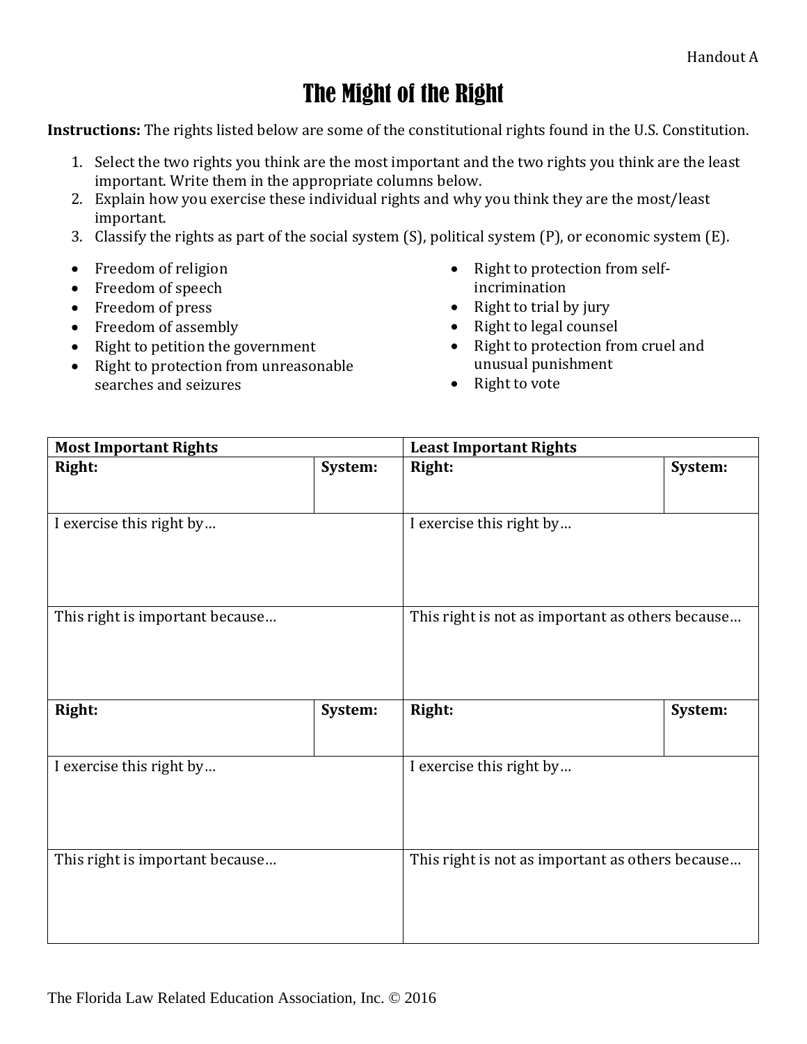Handout A

# The Might of the Right

**Instructions:** The rights listed below are some of the constitutional rights found in the U.S. Constitution.

1. Select the two rights you think are the most important and the two rights you think are the least important. Write them in the appropriate columns below.
2. Explain how you exercise these individual rights and why you think they are the most/least important.
3. Classify the rights as part of the social system (S), political system (P), or economic system (E).

- Freedom of religion
- Freedom of speech
- Freedom of press
- Freedom of assembly
- Right to petition the government
- Right to protection from unreasonable searches and seizures
- Right to protection from self-incrimination
- Right to trial by jury
- Right to legal counsel
- Right to protection from cruel and unusual punishment
- Right to vote

| **Most Important Rights** | | **Least Important Rights** | |
|---|---|---|---|
| **Right:** | **System:** | **Right:** | **System:** |
| I exercise this right by… | | I exercise this right by… | |
| This right is important because… | | This right is not as important as others because… | |
| **Right:** | **System:** | **Right:** | **System:** |
| I exercise this right by… | | I exercise this right by… | |
| This right is important because… | | This right is not as important as others because… | |

The Florida Law Related Education Association, Inc. © 2016